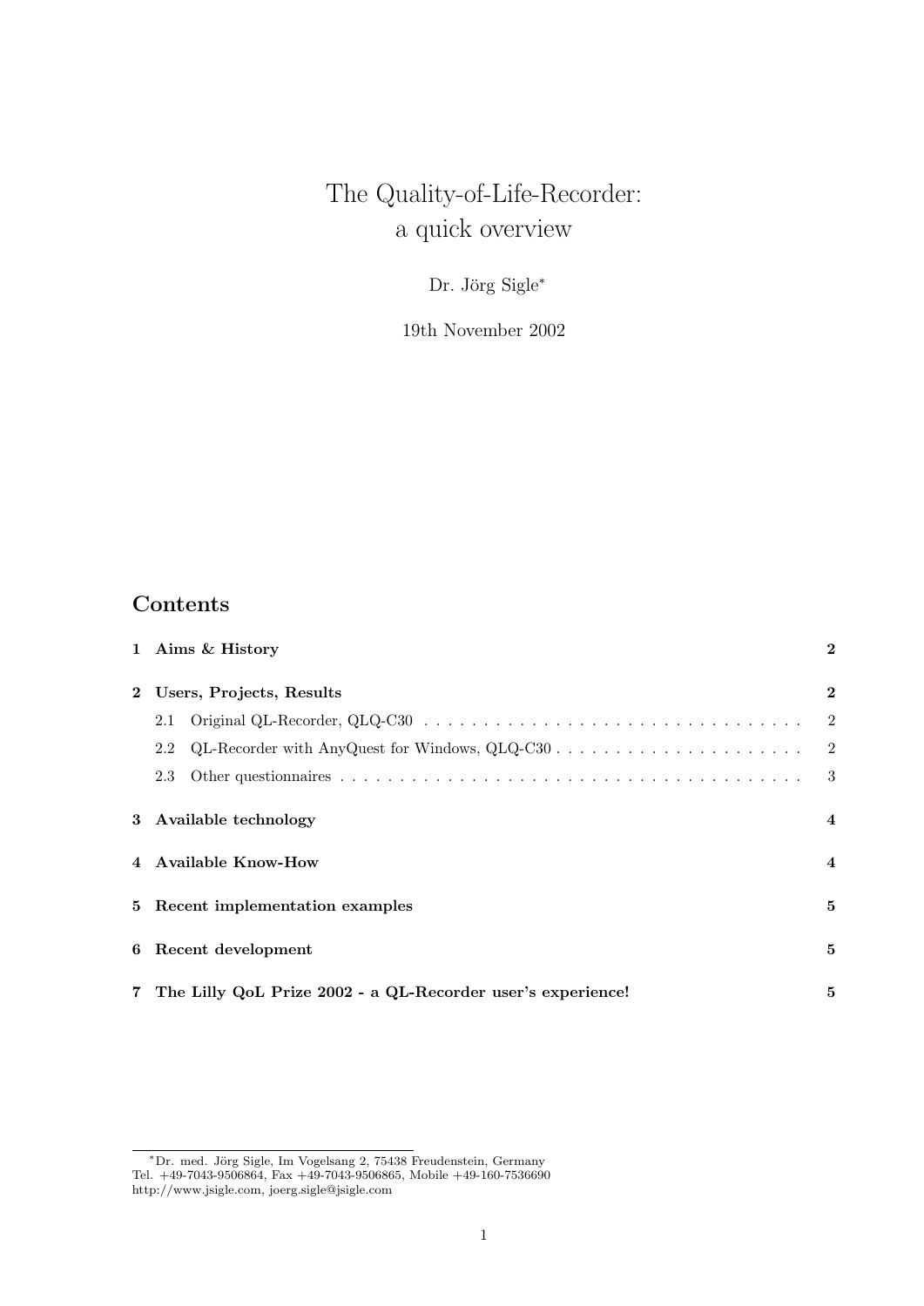# The Quality-of-Life-Recorder: a quick overview

Dr. Jörg Sigle*

19th November 2002

## Contents

| | |
|---|---|
| **1 Aims & History** | **2** |
| **2 Users, Projects, Results** | **2** |
| 2.1 Original QL-Recorder, QLQ-C30 | 2 |
| 2.2 QL-Recorder with AnyQuest for Windows, QLQ-C30 | 2 |
| 2.3 Other questionnaires | 3 |
| **3 Available technology** | **4** |
| **4 Available Know-How** | **4** |
| **5 Recent implementation examples** | **5** |
| **6 Recent development** | **5** |
| **7 The Lilly QoL Prize 2002 - a QL-Recorder user's experience!** | **5** |

*Dr. med. Jörg Sigle, Im Vogelsang 2, 75438 Freudenstein, Germany
Tel. +49-7043-9506864, Fax +49-7043-9506865, Mobile +49-160-7536690
http://www.jsigle.com, joerg.sigle@jsigle.com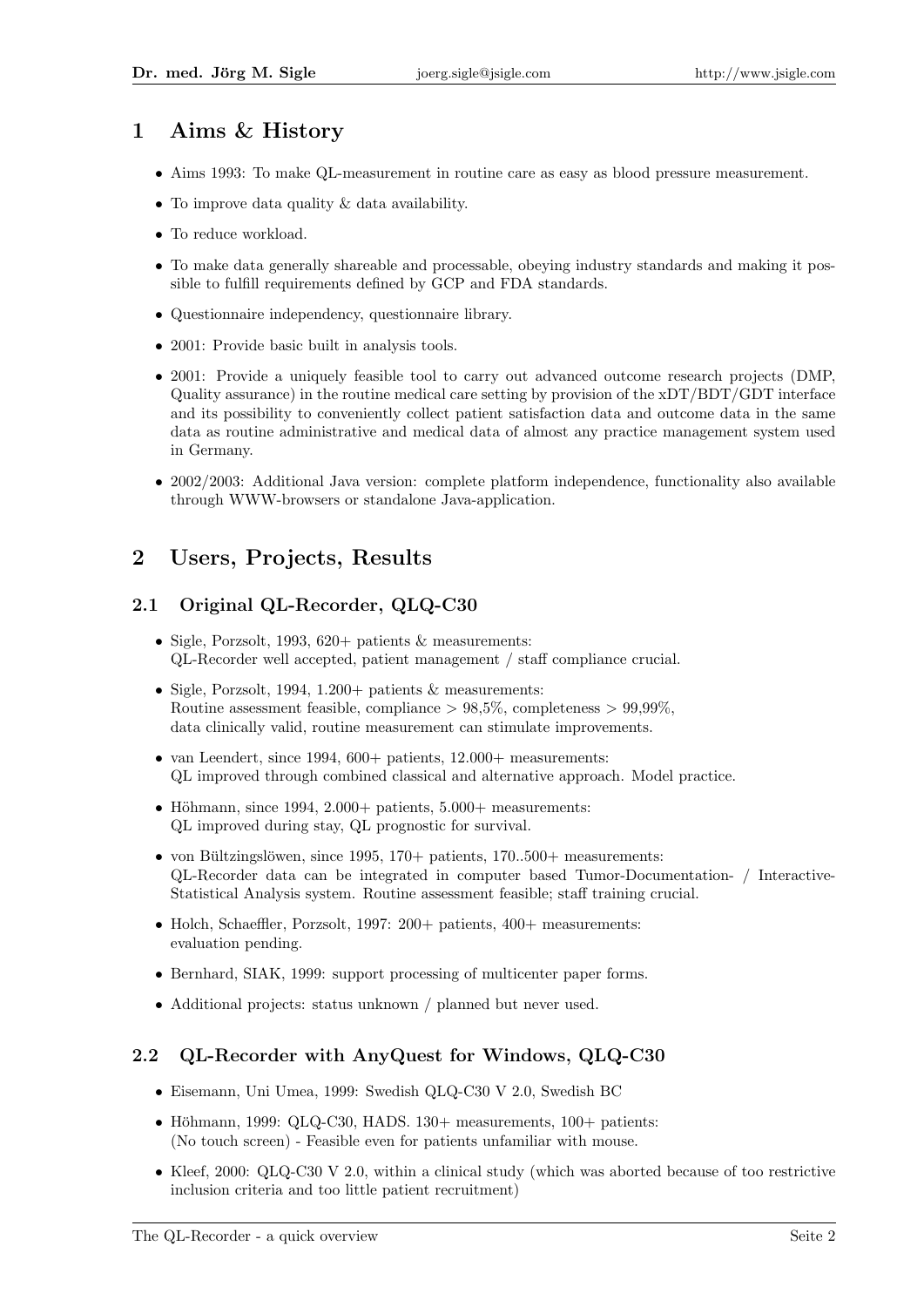# 1 Aims & History

- Aims 1993: To make QL-measurement in routine care as easy as blood pressure measurement.
- To improve data quality & data availability.
- To reduce workload.
- To make data generally shareable and processable, obeying industry standards and making it possible to fulfill requirements defined by GCP and FDA standards.
- Questionnaire independency, questionnaire library.
- 2001: Provide basic built in analysis tools.
- 2001: Provide a uniquely feasible tool to carry out advanced outcome research projects (DMP, Quality assurance) in the routine medical care setting by provision of the xDT/BDT/GDT interface and its possibility to conveniently collect patient satisfaction data and outcome data in the same data as routine administrative and medical data of almost any practice management system used in Germany.
- 2002/2003: Additional Java version: complete platform independence, functionality also available through WWW-browsers or standalone Java-application.

# 2 Users, Projects, Results

## 2.1 Original QL-Recorder, QLQ-C30

- Sigle, Porzsolt, 1993, 620+ patients & measurements:
  QL-Recorder well accepted, patient management / staff compliance crucial.
- Sigle, Porzsolt, 1994, 1.200+ patients & measurements:
  Routine assessment feasible, compliance > 98,5%, completeness > 99,99%,
  data clinically valid, routine measurement can stimulate improvements.
- van Leendert, since 1994, 600+ patients, 12.000+ measurements:
  QL improved through combined classical and alternative approach. Model practice.
- Höhmann, since 1994, 2.000+ patients, 5.000+ measurements:
  QL improved during stay, QL prognostic for survival.
- von Bültzingslöwen, since 1995, 170+ patients, 170..500+ measurements:
  QL-Recorder data can be integrated in computer based Tumor-Documentation- / Interactive-Statistical Analysis system. Routine assessment feasible; staff training crucial.
- Holch, Schaeffler, Porzsolt, 1997: 200+ patients, 400+ measurements:
  evaluation pending.
- Bernhard, SIAK, 1999: support processing of multicenter paper forms.
- Additional projects: status unknown / planned but never used.

## 2.2 QL-Recorder with AnyQuest for Windows, QLQ-C30

- Eisemann, Uni Umea, 1999: Swedish QLQ-C30 V 2.0, Swedish BC
- Höhmann, 1999: QLQ-C30, HADS. 130+ measurements, 100+ patients:
  (No touch screen) - Feasible even for patients unfamiliar with mouse.
- Kleef, 2000: QLQ-C30 V 2.0, within a clinical study (which was aborted because of too restrictive inclusion criteria and too little patient recruitment)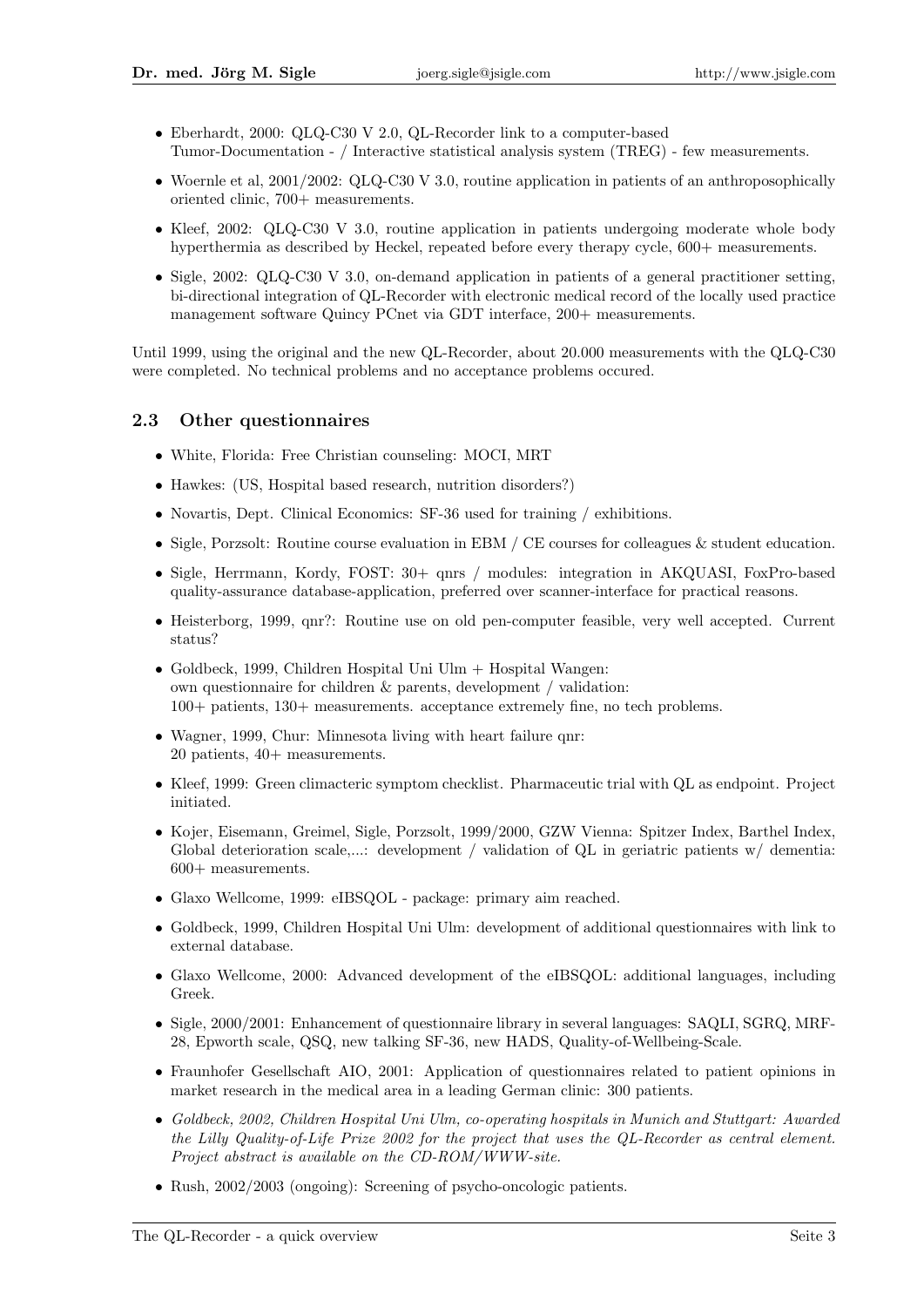- Eberhardt, 2000: QLQ-C30 V 2.0, QL-Recorder link to a computer-based Tumor-Documentation - / Interactive statistical analysis system (TREG) - few measurements.
- Woernle et al, 2001/2002: QLQ-C30 V 3.0, routine application in patients of an anthroposophically oriented clinic, 700+ measurements.
- Kleef, 2002: QLQ-C30 V 3.0, routine application in patients undergoing moderate whole body hyperthermia as described by Heckel, repeated before every therapy cycle, 600+ measurements.
- Sigle, 2002: QLQ-C30 V 3.0, on-demand application in patients of a general practitioner setting, bi-directional integration of QL-Recorder with electronic medical record of the locally used practice management software Quincy PCnet via GDT interface, 200+ measurements.

Until 1999, using the original and the new QL-Recorder, about 20.000 measurements with the QLQ-C30 were completed. No technical problems and no acceptance problems occured.

### 2.3 Other questionnaires

- White, Florida: Free Christian counseling: MOCI, MRT
- Hawkes: (US, Hospital based research, nutrition disorders?)
- Novartis, Dept. Clinical Economics: SF-36 used for training / exhibitions.
- Sigle, Porzsolt: Routine course evaluation in EBM / CE courses for colleagues & student education.
- Sigle, Herrmann, Kordy, FOST: 30+ qnrs / modules: integration in AKQUASI, FoxPro-based quality-assurance database-application, preferred over scanner-interface for practical reasons.
- Heisterborg, 1999, qnr?: Routine use on old pen-computer feasible, very well accepted. Current status?
- Goldbeck, 1999, Children Hospital Uni Ulm + Hospital Wangen: own questionnaire for children & parents, development / validation: 100+ patients, 130+ measurements. acceptance extremely fine, no tech problems.
- Wagner, 1999, Chur: Minnesota living with heart failure qnr: 20 patients, 40+ measurements.
- Kleef, 1999: Green climacteric symptom checklist. Pharmaceutic trial with QL as endpoint. Project initiated.
- Kojer, Eisemann, Greimel, Sigle, Porzsolt, 1999/2000, GZW Vienna: Spitzer Index, Barthel Index, Global deterioration scale,...: development / validation of QL in geriatric patients w/ dementia: 600+ measurements.
- Glaxo Wellcome, 1999: eIBSQOL - package: primary aim reached.
- Goldbeck, 1999, Children Hospital Uni Ulm: development of additional questionnaires with link to external database.
- Glaxo Wellcome, 2000: Advanced development of the eIBSQOL: additional languages, including Greek.
- Sigle, 2000/2001: Enhancement of questionnaire library in several languages: SAQLI, SGRQ, MRF-28, Epworth scale, QSQ, new talking SF-36, new HADS, Quality-of-Wellbeing-Scale.
- Fraunhofer Gesellschaft AIO, 2001: Application of questionnaires related to patient opinions in market research in the medical area in a leading German clinic: 300 patients.
- *Goldbeck, 2002, Children Hospital Uni Ulm, co-operating hospitals in Munich and Stuttgart: Awarded the Lilly Quality-of-Life Prize 2002 for the project that uses the QL-Recorder as central element. Project abstract is available on the CD-ROM/WWW-site.*
- Rush, 2002/2003 (ongoing): Screening of psycho-oncologic patients.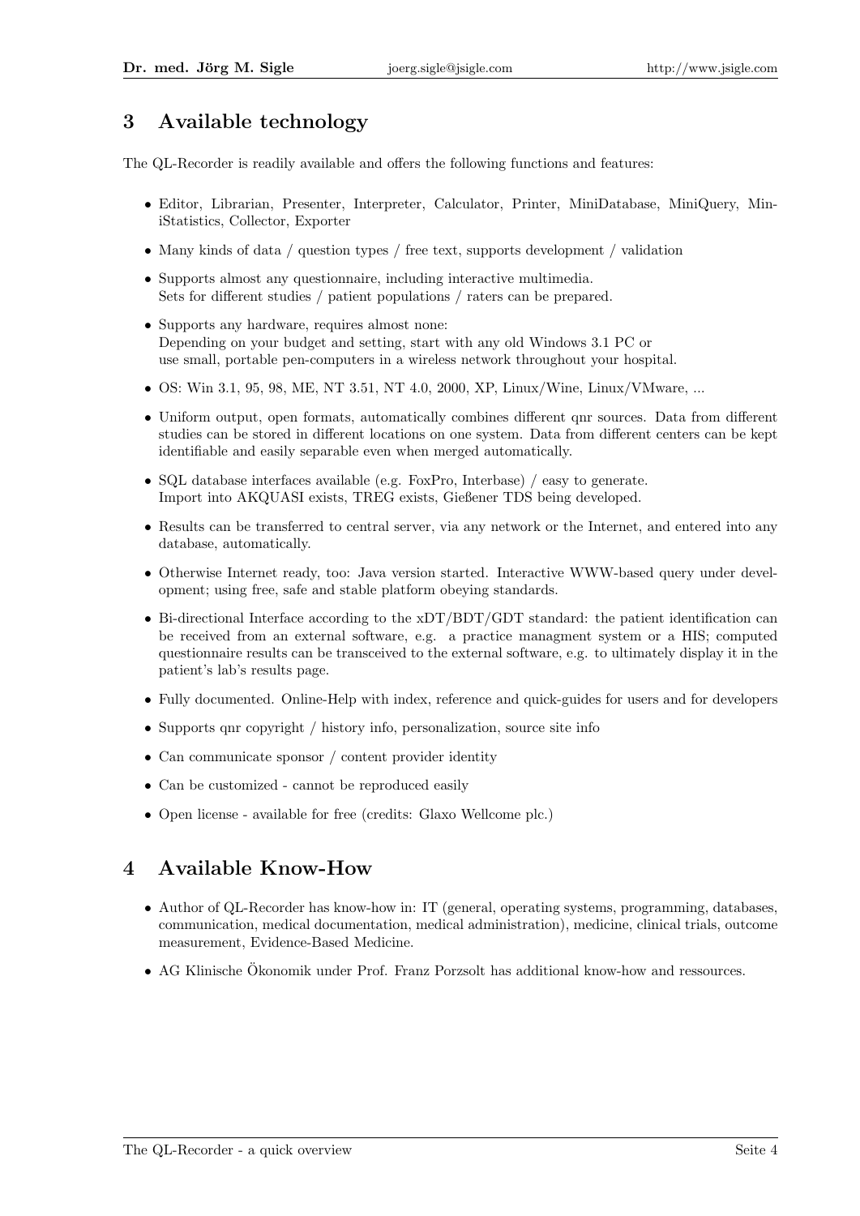## 3 Available technology

The QL-Recorder is readily available and offers the following functions and features:

- Editor, Librarian, Presenter, Interpreter, Calculator, Printer, MiniDatabase, MiniQuery, MiniStatistics, Collector, Exporter
- Many kinds of data / question types / free text, supports development / validation
- Supports almost any questionnaire, including interactive multimedia.
  Sets for different studies / patient populations / raters can be prepared.
- Supports any hardware, requires almost none:
  Depending on your budget and setting, start with any old Windows 3.1 PC or
  use small, portable pen-computers in a wireless network throughout your hospital.
- OS: Win 3.1, 95, 98, ME, NT 3.51, NT 4.0, 2000, XP, Linux/Wine, Linux/VMware, ...
- Uniform output, open formats, automatically combines different qnr sources. Data from different studies can be stored in different locations on one system. Data from different centers can be kept identifiable and easily separable even when merged automatically.
- SQL database interfaces available (e.g. FoxPro, Interbase) / easy to generate.
  Import into AKQUASI exists, TREG exists, Gießener TDS being developed.
- Results can be transferred to central server, via any network or the Internet, and entered into any database, automatically.
- Otherwise Internet ready, too: Java version started. Interactive WWW-based query under development; using free, safe and stable platform obeying standards.
- Bi-directional Interface according to the xDT/BDT/GDT standard: the patient identification can be received from an external software, e.g. a practice managment system or a HIS; computed questionnaire results can be transceived to the external software, e.g. to ultimately display it in the patient's lab's results page.
- Fully documented. Online-Help with index, reference and quick-guides for users and for developers
- Supports qnr copyright / history info, personalization, source site info
- Can communicate sponsor / content provider identity
- Can be customized - cannot be reproduced easily
- Open license - available for free (credits: Glaxo Wellcome plc.)

## 4 Available Know-How

- Author of QL-Recorder has know-how in: IT (general, operating systems, programming, databases, communication, medical documentation, medical administration), medicine, clinical trials, outcome measurement, Evidence-Based Medicine.
- AG Klinische Ökonomik under Prof. Franz Porzsolt has additional know-how and ressources.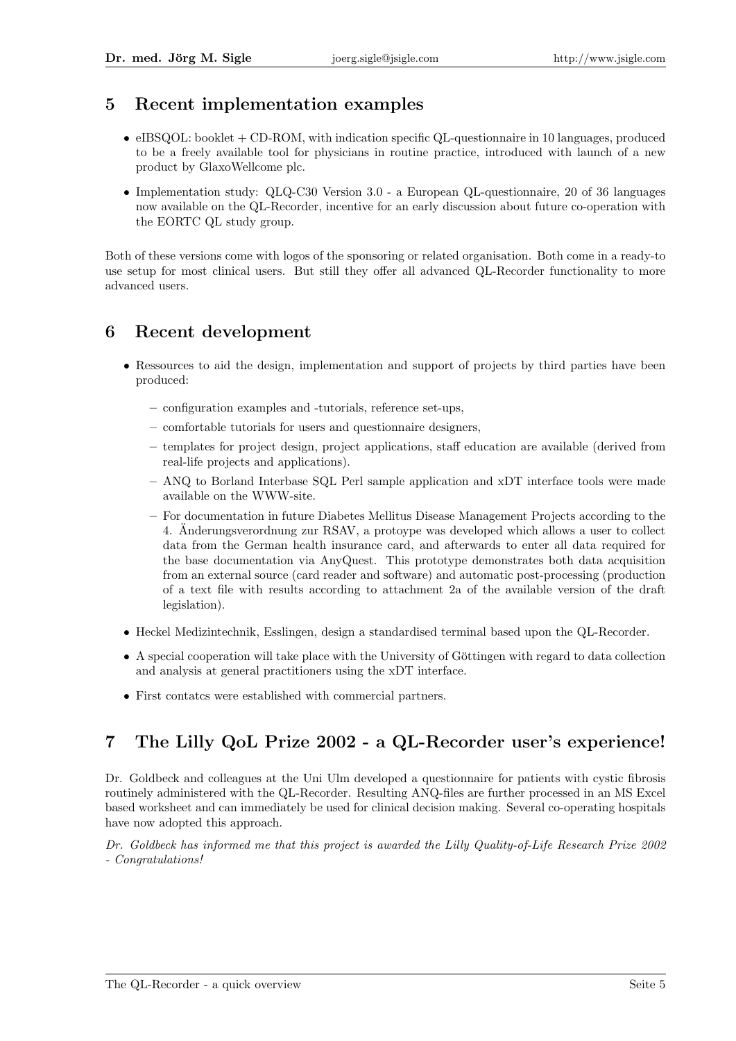## 5 Recent implementation examples

- eIBSQOL: booklet + CD-ROM, with indication specific QL-questionnaire in 10 languages, produced to be a freely available tool for physicians in routine practice, introduced with launch of a new product by GlaxoWellcome plc.
- Implementation study: QLQ-C30 Version 3.0 - a European QL-questionnaire, 20 of 36 languages now available on the QL-Recorder, incentive for an early discussion about future co-operation with the EORTC QL study group.

Both of these versions come with logos of the sponsoring or related organisation. Both come in a ready-to use setup for most clinical users. But still they offer all advanced QL-Recorder functionality to more advanced users.

## 6 Recent development

- Ressources to aid the design, implementation and support of projects by third parties have been produced:
  - configuration examples and -tutorials, reference set-ups,
  - comfortable tutorials for users and questionnaire designers,
  - templates for project design, project applications, staff education are available (derived from real-life projects and applications).
  - ANQ to Borland Interbase SQL Perl sample application and xDT interface tools were made available on the WWW-site.
  - For documentation in future Diabetes Mellitus Disease Management Projects according to the 4. Änderungsverordnung zur RSAV, a protoype was developed which allows a user to collect data from the German health insurance card, and afterwards to enter all data required for the base documentation via AnyQuest. This prototype demonstrates both data acquisition from an external source (card reader and software) and automatic post-processing (production of a text file with results according to attachment 2a of the available version of the draft legislation).
- Heckel Medizintechnik, Esslingen, design a standardised terminal based upon the QL-Recorder.
- A special cooperation will take place with the University of Göttingen with regard to data collection and analysis at general practitioners using the xDT interface.
- First contatcs were established with commercial partners.

## 7 The Lilly QoL Prize 2002 - a QL-Recorder user's experience!

Dr. Goldbeck and colleagues at the Uni Ulm developed a questionnaire for patients with cystic fibrosis routinely administered with the QL-Recorder. Resulting ANQ-files are further processed in an MS Excel based worksheet and can immediately be used for clinical decision making. Several co-operating hospitals have now adopted this approach.

*Dr. Goldbeck has informed me that this project is awarded the Lilly Quality-of-Life Research Prize 2002 - Congratulations!*